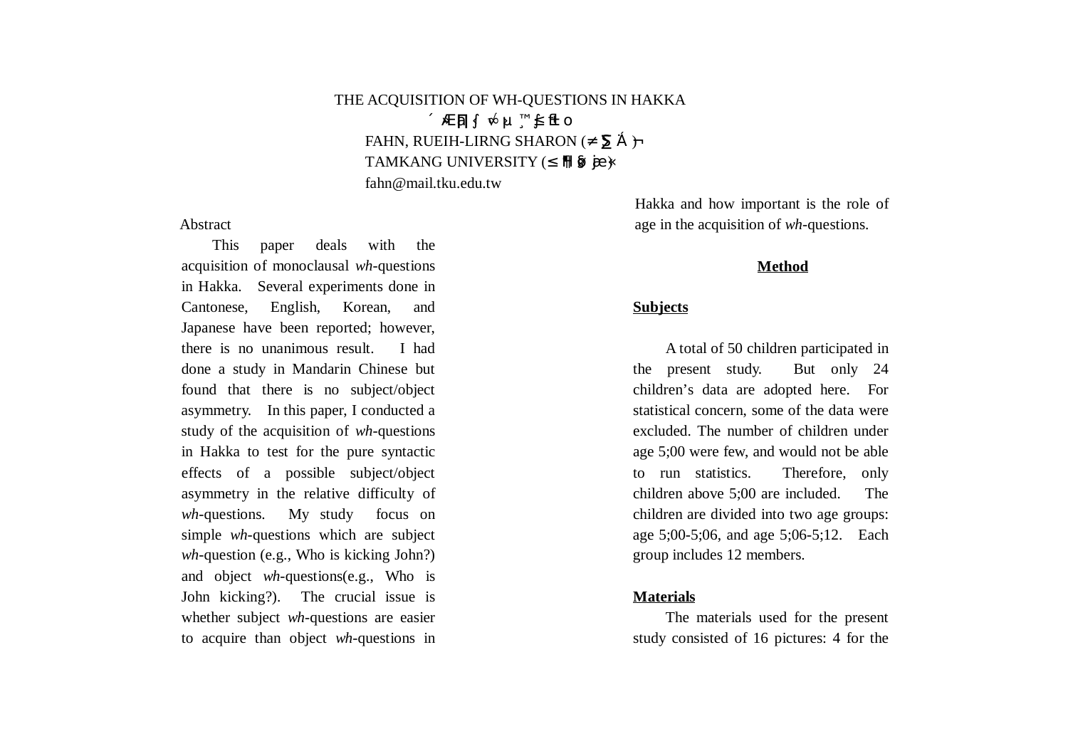# THE ACQUISITION OF WH-QUESTIONS IN HAKKA

´ ÆE|∫ ⩗µ ¸™ ∫≤ ŧt o

FAHN, RUEIH-LIRNG SHARON (≠∑ Á )¬

TAMKANG UNIVERSITY (≤ ╢ § jæ )«

fahn@mail.tku.edu.tw

## Abstract

This paper deals with the acquisition of monoclausal *wh*-questions in Hakka. Several experiments done in Cantonese, English, Korean, and Japanese have been reported; however, there is no unanimous result. I had done a study in Mandarin Chinese but found that there is no subject/object asymmetry. In this paper, I conducted a study of the acquisition of *wh*-questions in Hakka to test for the pure syntactic effects of a possible subject/object asymmetry in the relative difficulty of *wh*-questions. My study focus on simple *wh*-questions which are subject *wh*-question (e.g., Who is kicking John?) and object *wh*-questions(e.g., Who is John kicking?). The crucial issue is whether subject *wh*-questions are easier to acquire than object *wh*-questions in Hakka and how important is the role of age in the acquisition of *wh*-questions.

## Method

### Subjects

A total of 50 children participated in the present study. But only 24 children's data are adopted here. For statistical concern, some of the data were excluded. The number of children under age 5;00 were few, and would not be able to run statistics. Therefore, only children above 5;00 are included. The children are divided into two age groups: age 5;00-5;06, and age 5;06-5;12. Each group includes 12 members.

### Materials

The materials used for the present study consisted of 16 pictures: 4 for the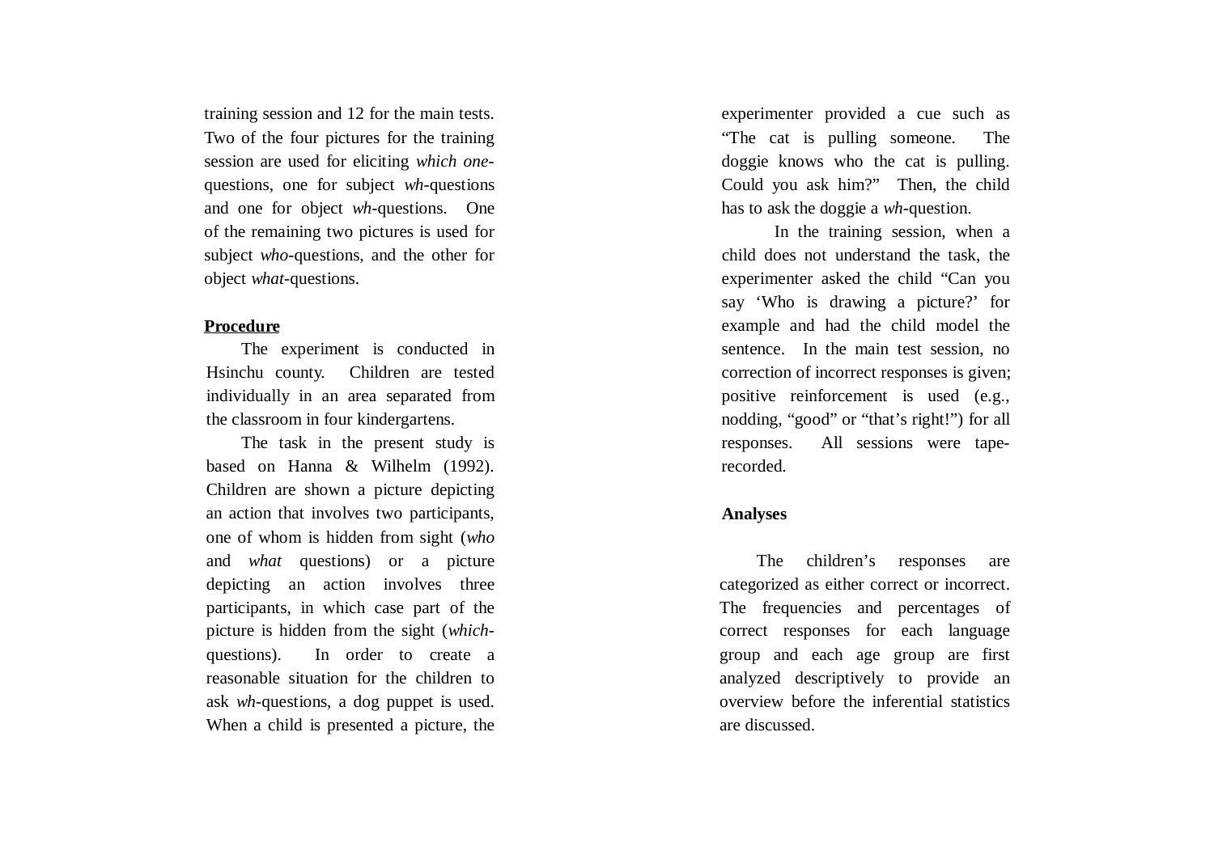training session and 12 for the main tests. Two of the four pictures for the training session are used for eliciting *which one*-questions, one for subject *wh*-questions and one for object *wh*-questions. One of the remaining two pictures is used for subject *who*-questions, and the other for object *what*-questions.

**Procedure**

The experiment is conducted in Hsinchu county. Children are tested individually in an area separated from the classroom in four kindergartens.

The task in the present study is based on Hanna & Wilhelm (1992). Children are shown a picture depicting an action that involves two participants, one of whom is hidden from sight (*who* and *what* questions) or a picture depicting an action involves three participants, in which case part of the picture is hidden from the sight (*which*-questions). In order to create a reasonable situation for the children to ask *wh*-questions, a dog puppet is used. When a child is presented a picture, the experimenter provided a cue such as "The cat is pulling someone. The doggie knows who the cat is pulling. Could you ask him?" Then, the child has to ask the doggie a *wh*-question.

In the training session, when a child does not understand the task, the experimenter asked the child "Can you say 'Who is drawing a picture?' for example and had the child model the sentence. In the main test session, no correction of incorrect responses is given; positive reinforcement is used (e.g., nodding, "good" or "that's right!") for all responses. All sessions were tape-recorded.

**Analyses**

The children's responses are categorized as either correct or incorrect. The frequencies and percentages of correct responses for each language group and each age group are first analyzed descriptively to provide an overview before the inferential statistics are discussed.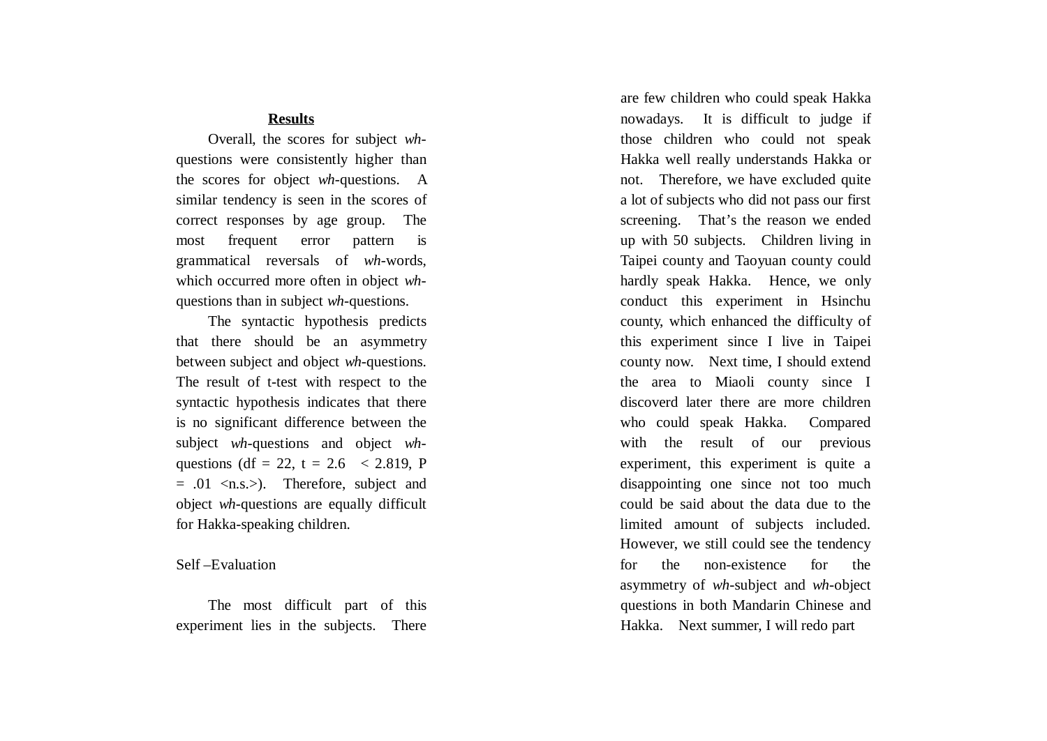## Results

Overall, the scores for subject *wh*-questions were consistently higher than the scores for object *wh*-questions. A similar tendency is seen in the scores of correct responses by age group. The most frequent error pattern is grammatical reversals of *wh*-words, which occurred more often in object *wh*-questions than in subject *wh*-questions.

The syntactic hypothesis predicts that there should be an asymmetry between subject and object *wh*-questions. The result of t-test with respect to the syntactic hypothesis indicates that there is no significant difference between the subject *wh*-questions and object *wh*-questions (df = 22, t = 2.6 < 2.819, P = .01 <n.s.>). Therefore, subject and object *wh*-questions are equally difficult for Hakka-speaking children.

Self –Evaluation

The most difficult part of this experiment lies in the subjects. There are few children who could speak Hakka nowadays. It is difficult to judge if those children who could not speak Hakka well really understands Hakka or not. Therefore, we have excluded quite a lot of subjects who did not pass our first screening. That's the reason we ended up with 50 subjects. Children living in Taipei county and Taoyuan county could hardly speak Hakka. Hence, we only conduct this experiment in Hsinchu county, which enhanced the difficulty of this experiment since I live in Taipei county now. Next time, I should extend the area to Miaoli county since I discoverd later there are more children who could speak Hakka. Compared with the result of our previous experiment, this experiment is quite a disappointing one since not too much could be said about the data due to the limited amount of subjects included. However, we still could see the tendency for the non-existence for the asymmetry of *wh*-subject and *wh*-object questions in both Mandarin Chinese and Hakka. Next summer, I will redo part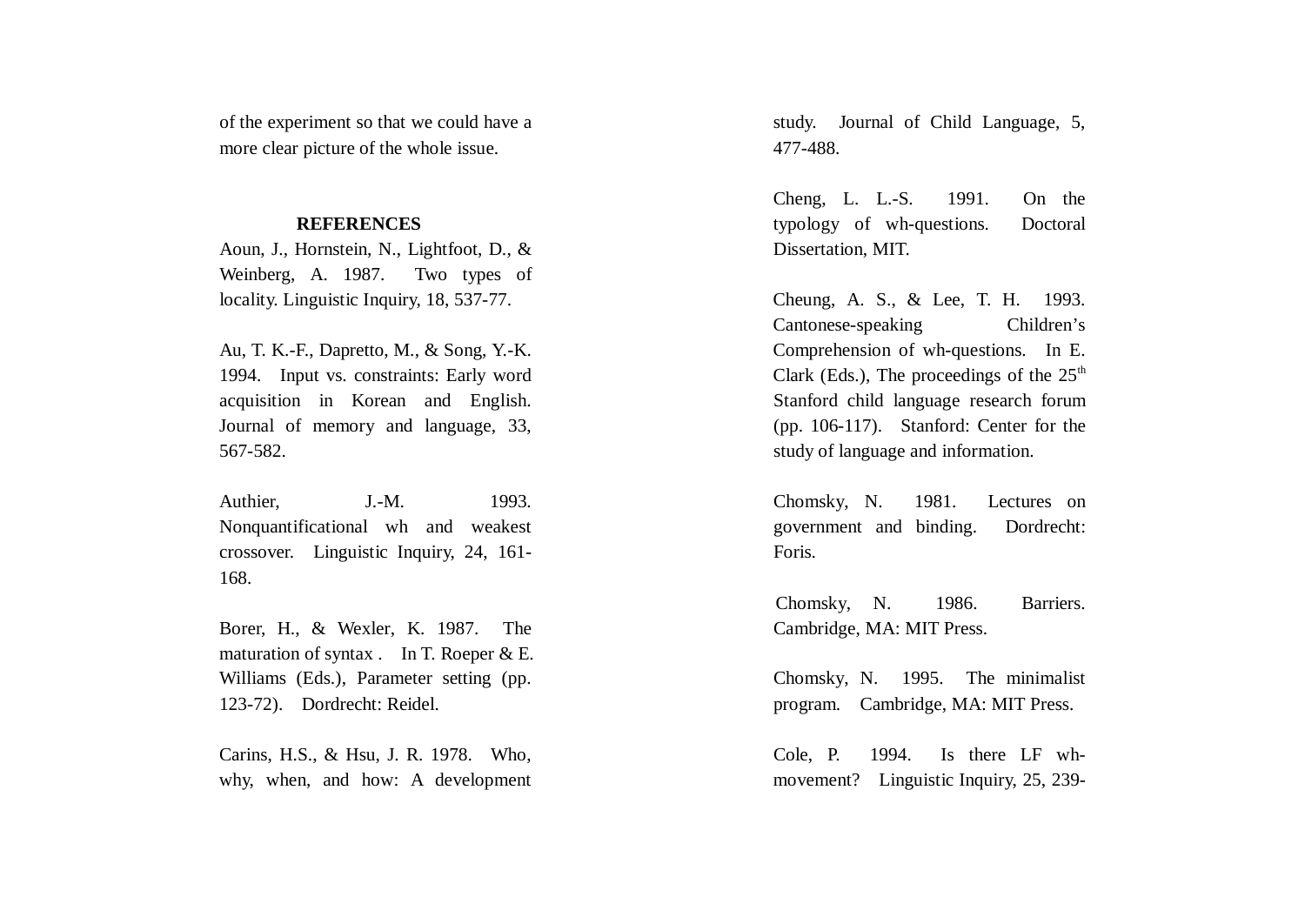of the experiment so that we could have a more clear picture of the whole issue.

## REFERENCES

Aoun, J., Hornstein, N., Lightfoot, D., & Weinberg, A. 1987. Two types of locality. Linguistic Inquiry, 18, 537-77.

Au, T. K.-F., Dapretto, M., & Song, Y.-K. 1994. Input vs. constraints: Early word acquisition in Korean and English. Journal of memory and language, 33, 567-582.

Authier, J.-M. 1993. Nonquantificational wh and weakest crossover. Linguistic Inquiry, 24, 161-168.

Borer, H., & Wexler, K. 1987. The maturation of syntax . In T. Roeper & E. Williams (Eds.), Parameter setting (pp. 123-72). Dordrecht: Reidel.

Carins, H.S., & Hsu, J. R. 1978. Who, why, when, and how: A development study. Journal of Child Language, 5, 477-488.

Cheng, L. L.-S. 1991. On the typology of wh-questions. Doctoral Dissertation, MIT.

Cheung, A. S., & Lee, T. H. 1993. Cantonese-speaking Children's Comprehension of wh-questions. In E. Clark (Eds.), The proceedings of the 25th Stanford child language research forum (pp. 106-117). Stanford: Center for the study of language and information.

Chomsky, N. 1981. Lectures on government and binding. Dordrecht: Foris.

Chomsky, N. 1986. Barriers. Cambridge, MA: MIT Press.

Chomsky, N. 1995. The minimalist program. Cambridge, MA: MIT Press.

Cole, P. 1994. Is there LF wh-movement? Linguistic Inquiry, 25, 239-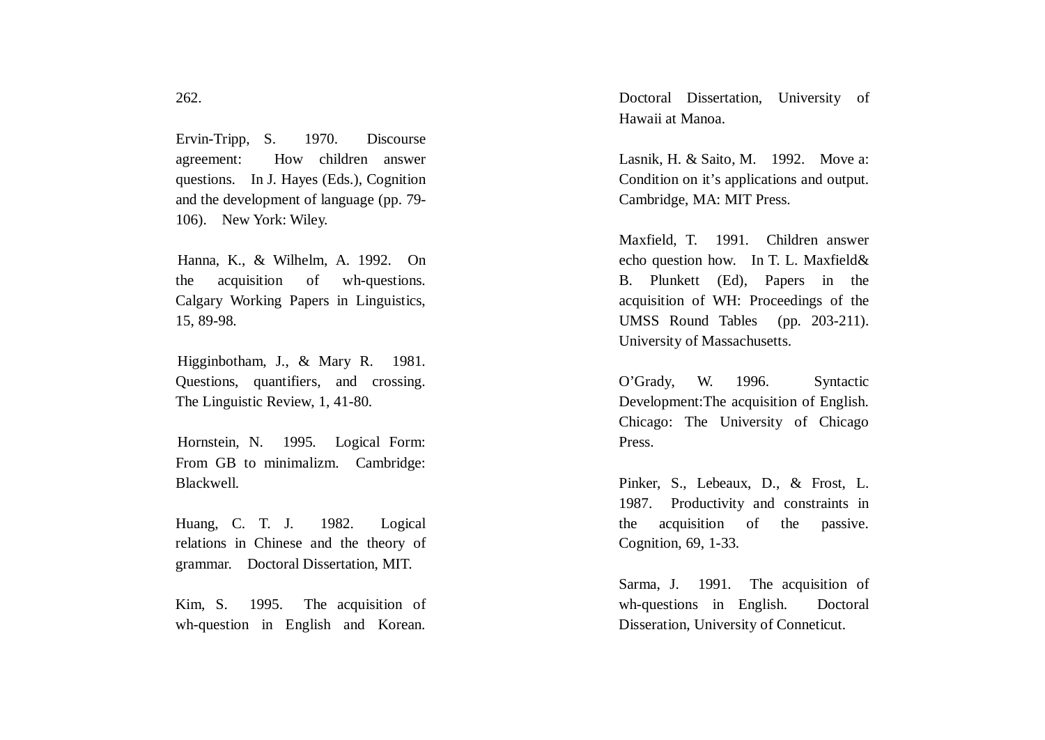262.

Ervin-Tripp, S. 1970. Discourse agreement: How children answer questions. In J. Hayes (Eds.), Cognition and the development of language (pp. 79-106). New York: Wiley.

Hanna, K., & Wilhelm, A. 1992. On the acquisition of wh-questions. Calgary Working Papers in Linguistics, 15, 89-98.

Higginbotham, J., & Mary R. 1981. Questions, quantifiers, and crossing. The Linguistic Review, 1, 41-80.

Hornstein, N. 1995. Logical Form: From GB to minimalizm. Cambridge: Blackwell.

Huang, C. T. J. 1982. Logical relations in Chinese and the theory of grammar. Doctoral Dissertation, MIT.

Kim, S. 1995. The acquisition of wh-question in English and Korean. Doctoral Dissertation, University of Hawaii at Manoa.

Lasnik, H. & Saito, M. 1992. Move a: Condition on it's applications and output. Cambridge, MA: MIT Press.

Maxfield, T. 1991. Children answer echo question how. In T. L. Maxfield& B. Plunkett (Ed), Papers in the acquisition of WH: Proceedings of the UMSS Round Tables (pp. 203-211). University of Massachusetts.

O'Grady, W. 1996. Syntactic Development:The acquisition of English. Chicago: The University of Chicago Press.

Pinker, S., Lebeaux, D., & Frost, L. 1987. Productivity and constraints in the acquisition of the passive. Cognition, 69, 1-33.

Sarma, J. 1991. The acquisition of wh-questions in English. Doctoral Disseration, University of Conneticut.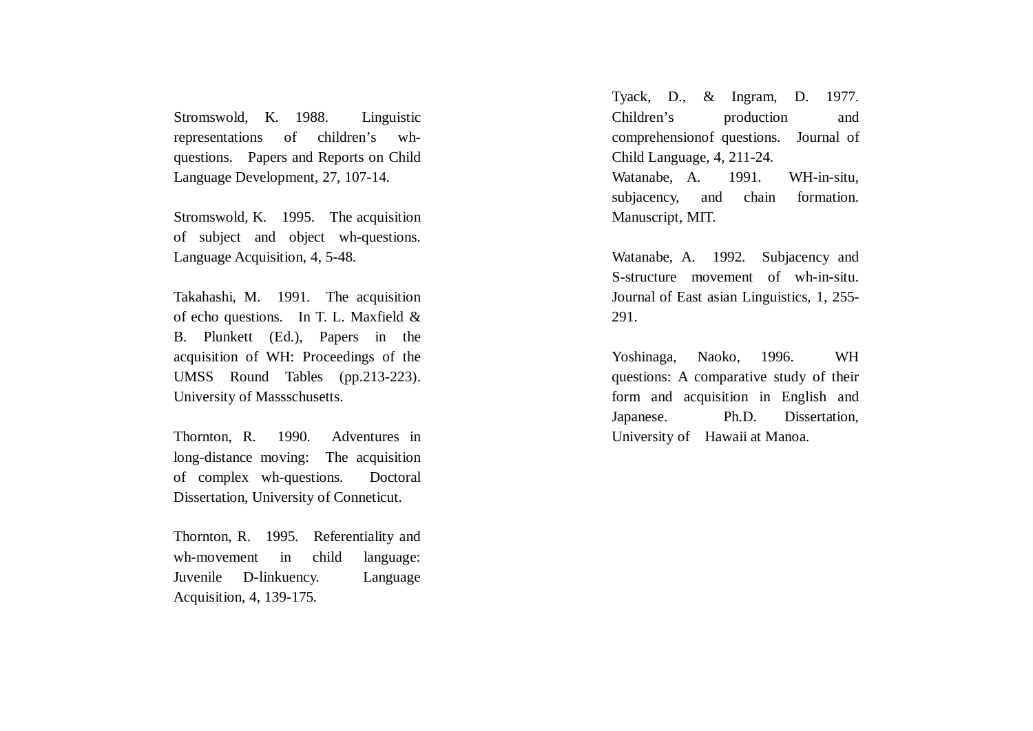Stromswold, K. 1988. Linguistic representations of children's wh-questions. Papers and Reports on Child Language Development, 27, 107-14.

Stromswold, K. 1995. The acquisition of subject and object wh-questions. Language Acquisition, 4, 5-48.

Takahashi, M. 1991. The acquisition of echo questions. In T. L. Maxfield & B. Plunkett (Ed.), Papers in the acquisition of WH: Proceedings of the UMSS Round Tables (pp.213-223). University of Massschusetts.

Thornton, R. 1990. Adventures in long-distance moving: The acquisition of complex wh-questions. Doctoral Dissertation, University of Conneticut.

Thornton, R. 1995. Referentiality and wh-movement in child language: Juvenile D-linkuency. Language Acquisition, 4, 139-175.

Tyack, D., & Ingram, D. 1977. Children's production and comprehensionof questions. Journal of Child Language, 4, 211-24.

Watanabe, A. 1991. WH-in-situ, subjacency, and chain formation. Manuscript, MIT.

Watanabe, A. 1992. Subjacency and S-structure movement of wh-in-situ. Journal of East asian Linguistics, 1, 255-291.

Yoshinaga, Naoko, 1996. WH questions: A comparative study of their form and acquisition in English and Japanese. Ph.D. Dissertation, University of Hawaii at Manoa.